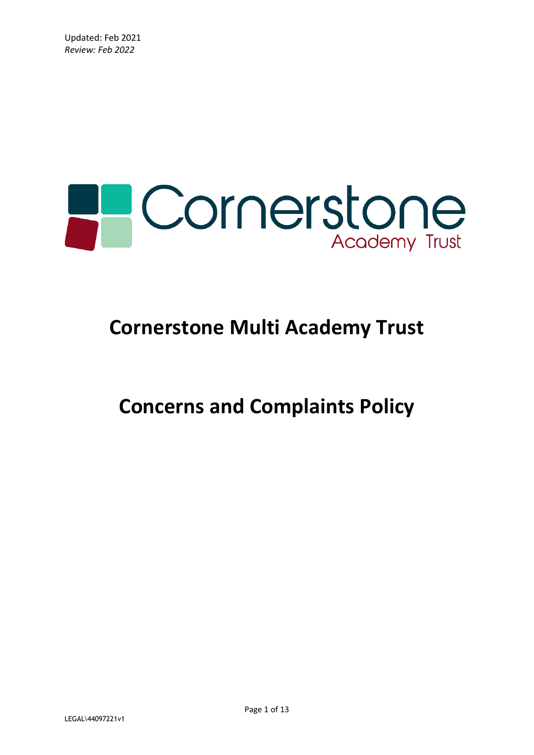Updated: Feb 2021
*Review: Feb 2022*

Cornerstone
Academy Trust

# Cornerstone Multi Academy Trust

# Concerns and Complaints Policy

LEGAL\44097221v1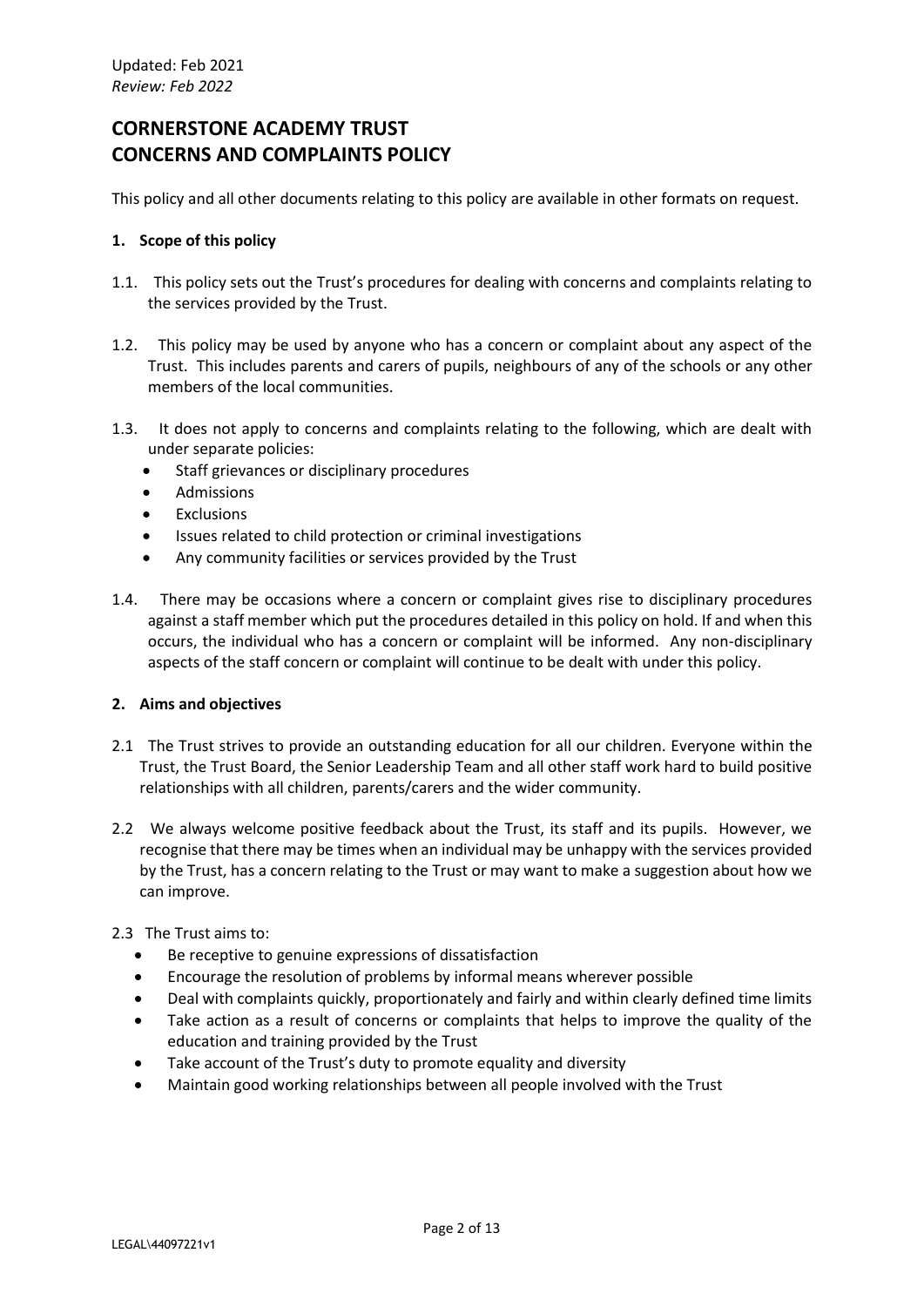Updated: Feb 2021
*Review: Feb 2022*

# CORNERSTONE ACADEMY TRUST
# CONCERNS AND COMPLAINTS POLICY

This policy and all other documents relating to this policy are available in other formats on request.

## 1. Scope of this policy

1.1. This policy sets out the Trust's procedures for dealing with concerns and complaints relating to the services provided by the Trust.

1.2. This policy may be used by anyone who has a concern or complaint about any aspect of the Trust. This includes parents and carers of pupils, neighbours of any of the schools or any other members of the local communities.

1.3. It does not apply to concerns and complaints relating to the following, which are dealt with under separate policies:

- Staff grievances or disciplinary procedures
- Admissions
- Exclusions
- Issues related to child protection or criminal investigations
- Any community facilities or services provided by the Trust

1.4. There may be occasions where a concern or complaint gives rise to disciplinary procedures against a staff member which put the procedures detailed in this policy on hold. If and when this occurs, the individual who has a concern or complaint will be informed. Any non-disciplinary aspects of the staff concern or complaint will continue to be dealt with under this policy.

## 2. Aims and objectives

2.1 The Trust strives to provide an outstanding education for all our children. Everyone within the Trust, the Trust Board, the Senior Leadership Team and all other staff work hard to build positive relationships with all children, parents/carers and the wider community.

2.2 We always welcome positive feedback about the Trust, its staff and its pupils. However, we recognise that there may be times when an individual may be unhappy with the services provided by the Trust, has a concern relating to the Trust or may want to make a suggestion about how we can improve.

2.3 The Trust aims to:

- Be receptive to genuine expressions of dissatisfaction
- Encourage the resolution of problems by informal means wherever possible
- Deal with complaints quickly, proportionately and fairly and within clearly defined time limits
- Take action as a result of concerns or complaints that helps to improve the quality of the education and training provided by the Trust
- Take account of the Trust's duty to promote equality and diversity
- Maintain good working relationships between all people involved with the Trust

LEGAL\44097221v1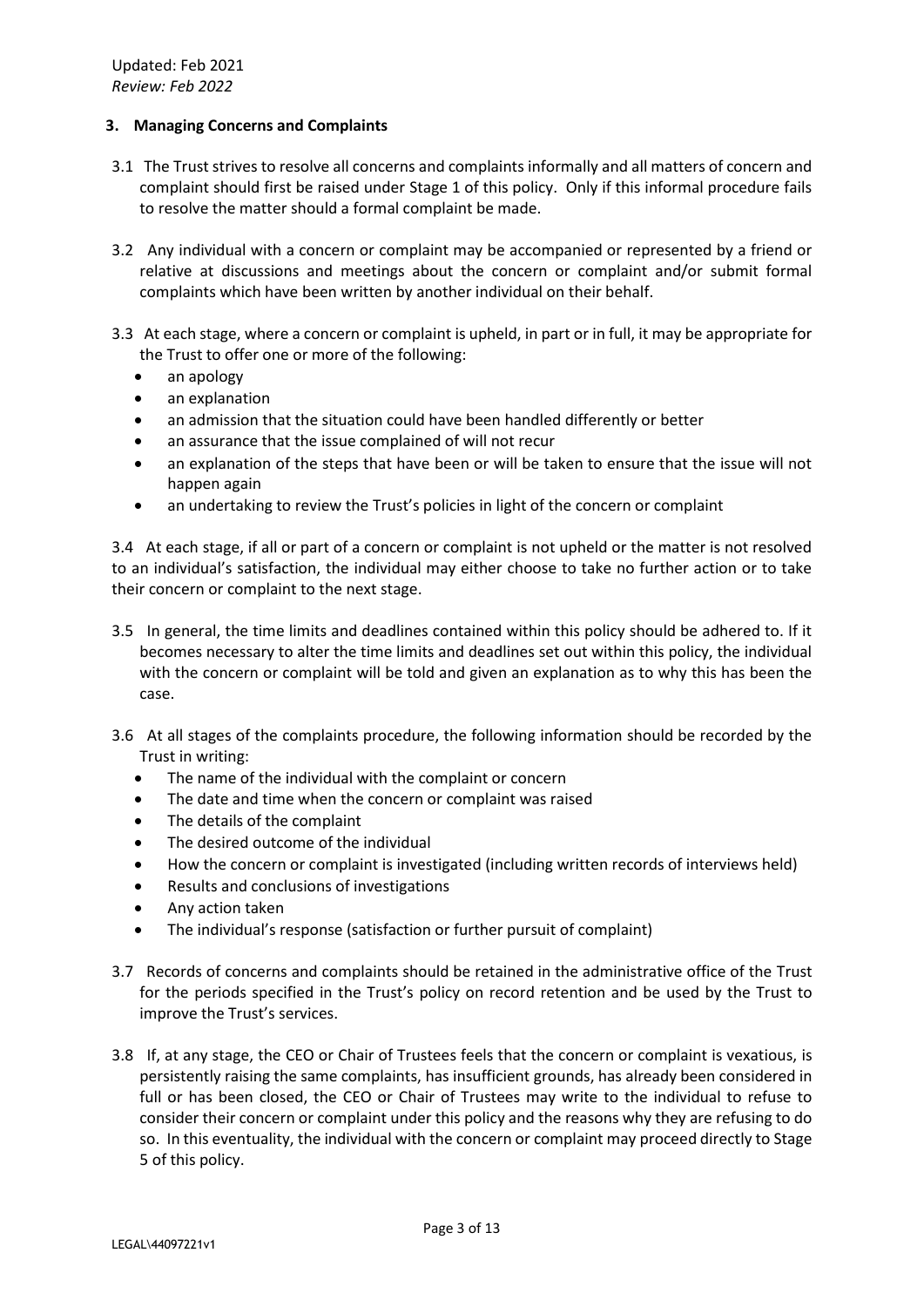### 3. Managing Concerns and Complaints

3.1 The Trust strives to resolve all concerns and complaints informally and all matters of concern and complaint should first be raised under Stage 1 of this policy. Only if this informal procedure fails to resolve the matter should a formal complaint be made.

3.2 Any individual with a concern or complaint may be accompanied or represented by a friend or relative at discussions and meetings about the concern or complaint and/or submit formal complaints which have been written by another individual on their behalf.

3.3 At each stage, where a concern or complaint is upheld, in part or in full, it may be appropriate for the Trust to offer one or more of the following:

- an apology
- an explanation
- an admission that the situation could have been handled differently or better
- an assurance that the issue complained of will not recur
- an explanation of the steps that have been or will be taken to ensure that the issue will not happen again
- an undertaking to review the Trust's policies in light of the concern or complaint

3.4 At each stage, if all or part of a concern or complaint is not upheld or the matter is not resolved to an individual's satisfaction, the individual may either choose to take no further action or to take their concern or complaint to the next stage.

3.5 In general, the time limits and deadlines contained within this policy should be adhered to. If it becomes necessary to alter the time limits and deadlines set out within this policy, the individual with the concern or complaint will be told and given an explanation as to why this has been the case.

3.6 At all stages of the complaints procedure, the following information should be recorded by the Trust in writing:

- The name of the individual with the complaint or concern
- The date and time when the concern or complaint was raised
- The details of the complaint
- The desired outcome of the individual
- How the concern or complaint is investigated (including written records of interviews held)
- Results and conclusions of investigations
- Any action taken
- The individual's response (satisfaction or further pursuit of complaint)

3.7 Records of concerns and complaints should be retained in the administrative office of the Trust for the periods specified in the Trust's policy on record retention and be used by the Trust to improve the Trust's services.

3.8 If, at any stage, the CEO or Chair of Trustees feels that the concern or complaint is vexatious, is persistently raising the same complaints, has insufficient grounds, has already been considered in full or has been closed, the CEO or Chair of Trustees may write to the individual to refuse to consider their concern or complaint under this policy and the reasons why they are refusing to do so. In this eventuality, the individual with the concern or complaint may proceed directly to Stage 5 of this policy.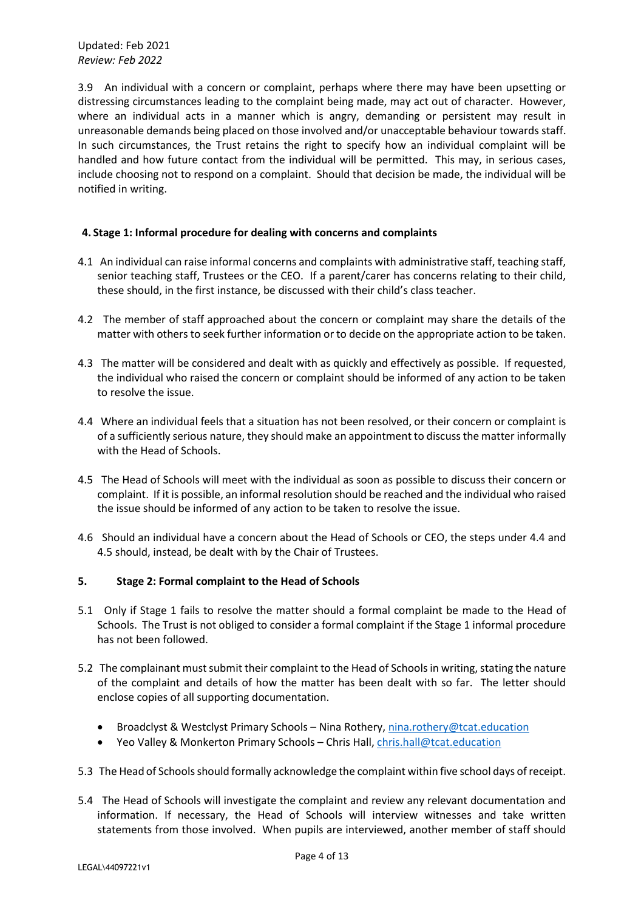3.9 An individual with a concern or complaint, perhaps where there may have been upsetting or distressing circumstances leading to the complaint being made, may act out of character. However, where an individual acts in a manner which is angry, demanding or persistent may result in unreasonable demands being placed on those involved and/or unacceptable behaviour towards staff. In such circumstances, the Trust retains the right to specify how an individual complaint will be handled and how future contact from the individual will be permitted. This may, in serious cases, include choosing not to respond on a complaint. Should that decision be made, the individual will be notified in writing.

## 4. Stage 1: Informal procedure for dealing with concerns and complaints

4.1 An individual can raise informal concerns and complaints with administrative staff, teaching staff, senior teaching staff, Trustees or the CEO. If a parent/carer has concerns relating to their child, these should, in the first instance, be discussed with their child's class teacher.

4.2 The member of staff approached about the concern or complaint may share the details of the matter with others to seek further information or to decide on the appropriate action to be taken.

4.3 The matter will be considered and dealt with as quickly and effectively as possible. If requested, the individual who raised the concern or complaint should be informed of any action to be taken to resolve the issue.

4.4 Where an individual feels that a situation has not been resolved, or their concern or complaint is of a sufficiently serious nature, they should make an appointment to discuss the matter informally with the Head of Schools.

4.5 The Head of Schools will meet with the individual as soon as possible to discuss their concern or complaint. If it is possible, an informal resolution should be reached and the individual who raised the issue should be informed of any action to be taken to resolve the issue.

4.6 Should an individual have a concern about the Head of Schools or CEO, the steps under 4.4 and 4.5 should, instead, be dealt with by the Chair of Trustees.

## 5. Stage 2: Formal complaint to the Head of Schools

5.1 Only if Stage 1 fails to resolve the matter should a formal complaint be made to the Head of Schools. The Trust is not obliged to consider a formal complaint if the Stage 1 informal procedure has not been followed.

5.2 The complainant must submit their complaint to the Head of Schools in writing, stating the nature of the complaint and details of how the matter has been dealt with so far. The letter should enclose copies of all supporting documentation.

- Broadclyst & Westclyst Primary Schools – Nina Rothery, nina.rothery@tcat.education
- Yeo Valley & Monkerton Primary Schools – Chris Hall, chris.hall@tcat.education

5.3 The Head of Schools should formally acknowledge the complaint within five school days of receipt.

5.4 The Head of Schools will investigate the complaint and review any relevant documentation and information. If necessary, the Head of Schools will interview witnesses and take written statements from those involved. When pupils are interviewed, another member of staff should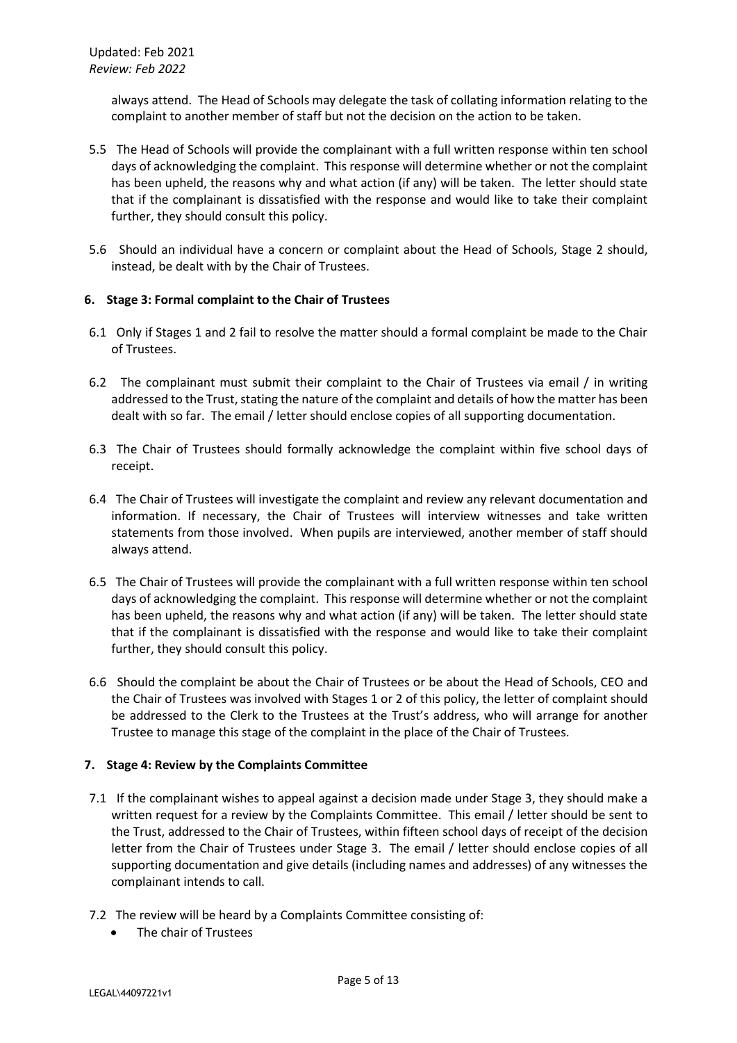always attend. The Head of Schools may delegate the task of collating information relating to the complaint to another member of staff but not the decision on the action to be taken.

5.5 The Head of Schools will provide the complainant with a full written response within ten school days of acknowledging the complaint. This response will determine whether or not the complaint has been upheld, the reasons why and what action (if any) will be taken. The letter should state that if the complainant is dissatisfied with the response and would like to take their complaint further, they should consult this policy.

5.6 Should an individual have a concern or complaint about the Head of Schools, Stage 2 should, instead, be dealt with by the Chair of Trustees.

## 6. Stage 3: Formal complaint to the Chair of Trustees

6.1 Only if Stages 1 and 2 fail to resolve the matter should a formal complaint be made to the Chair of Trustees.

6.2 The complainant must submit their complaint to the Chair of Trustees via email / in writing addressed to the Trust, stating the nature of the complaint and details of how the matter has been dealt with so far. The email / letter should enclose copies of all supporting documentation.

6.3 The Chair of Trustees should formally acknowledge the complaint within five school days of receipt.

6.4 The Chair of Trustees will investigate the complaint and review any relevant documentation and information. If necessary, the Chair of Trustees will interview witnesses and take written statements from those involved. When pupils are interviewed, another member of staff should always attend.

6.5 The Chair of Trustees will provide the complainant with a full written response within ten school days of acknowledging the complaint. This response will determine whether or not the complaint has been upheld, the reasons why and what action (if any) will be taken. The letter should state that if the complainant is dissatisfied with the response and would like to take their complaint further, they should consult this policy.

6.6 Should the complaint be about the Chair of Trustees or be about the Head of Schools, CEO and the Chair of Trustees was involved with Stages 1 or 2 of this policy, the letter of complaint should be addressed to the Clerk to the Trustees at the Trust's address, who will arrange for another Trustee to manage this stage of the complaint in the place of the Chair of Trustees.

## 7. Stage 4: Review by the Complaints Committee

7.1 If the complainant wishes to appeal against a decision made under Stage 3, they should make a written request for a review by the Complaints Committee. This email / letter should be sent to the Trust, addressed to the Chair of Trustees, within fifteen school days of receipt of the decision letter from the Chair of Trustees under Stage 3. The email / letter should enclose copies of all supporting documentation and give details (including names and addresses) of any witnesses the complainant intends to call.

7.2 The review will be heard by a Complaints Committee consisting of:

- The chair of Trustees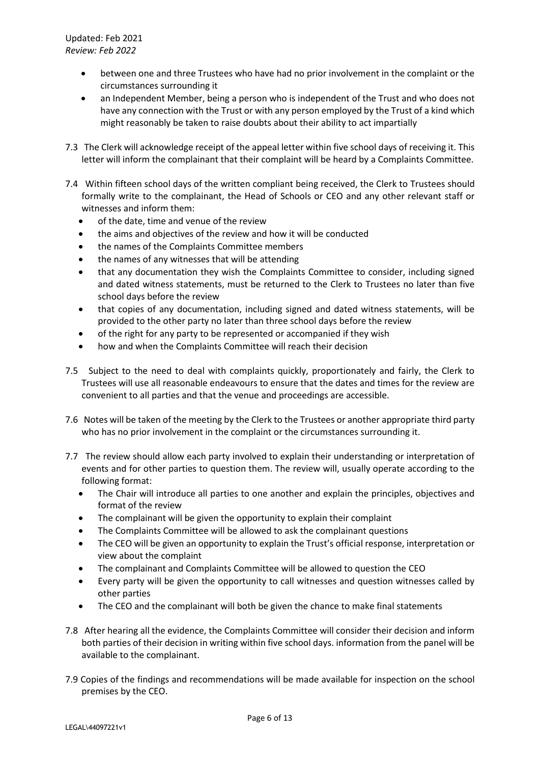- between one and three Trustees who have had no prior involvement in the complaint or the circumstances surrounding it
- an Independent Member, being a person who is independent of the Trust and who does not have any connection with the Trust or with any person employed by the Trust of a kind which might reasonably be taken to raise doubts about their ability to act impartially

7.3 The Clerk will acknowledge receipt of the appeal letter within five school days of receiving it. This letter will inform the complainant that their complaint will be heard by a Complaints Committee.

7.4 Within fifteen school days of the written compliant being received, the Clerk to Trustees should formally write to the complainant, the Head of Schools or CEO and any other relevant staff or witnesses and inform them:

- of the date, time and venue of the review
- the aims and objectives of the review and how it will be conducted
- the names of the Complaints Committee members
- the names of any witnesses that will be attending
- that any documentation they wish the Complaints Committee to consider, including signed and dated witness statements, must be returned to the Clerk to Trustees no later than five school days before the review
- that copies of any documentation, including signed and dated witness statements, will be provided to the other party no later than three school days before the review
- of the right for any party to be represented or accompanied if they wish
- how and when the Complaints Committee will reach their decision

7.5 Subject to the need to deal with complaints quickly, proportionately and fairly, the Clerk to Trustees will use all reasonable endeavours to ensure that the dates and times for the review are convenient to all parties and that the venue and proceedings are accessible.

7.6 Notes will be taken of the meeting by the Clerk to the Trustees or another appropriate third party who has no prior involvement in the complaint or the circumstances surrounding it.

7.7 The review should allow each party involved to explain their understanding or interpretation of events and for other parties to question them. The review will, usually operate according to the following format:

- The Chair will introduce all parties to one another and explain the principles, objectives and format of the review
- The complainant will be given the opportunity to explain their complaint
- The Complaints Committee will be allowed to ask the complainant questions
- The CEO will be given an opportunity to explain the Trust's official response, interpretation or view about the complaint
- The complainant and Complaints Committee will be allowed to question the CEO
- Every party will be given the opportunity to call witnesses and question witnesses called by other parties
- The CEO and the complainant will both be given the chance to make final statements

7.8 After hearing all the evidence, the Complaints Committee will consider their decision and inform both parties of their decision in writing within five school days. information from the panel will be available to the complainant.

7.9 Copies of the findings and recommendations will be made available for inspection on the school premises by the CEO.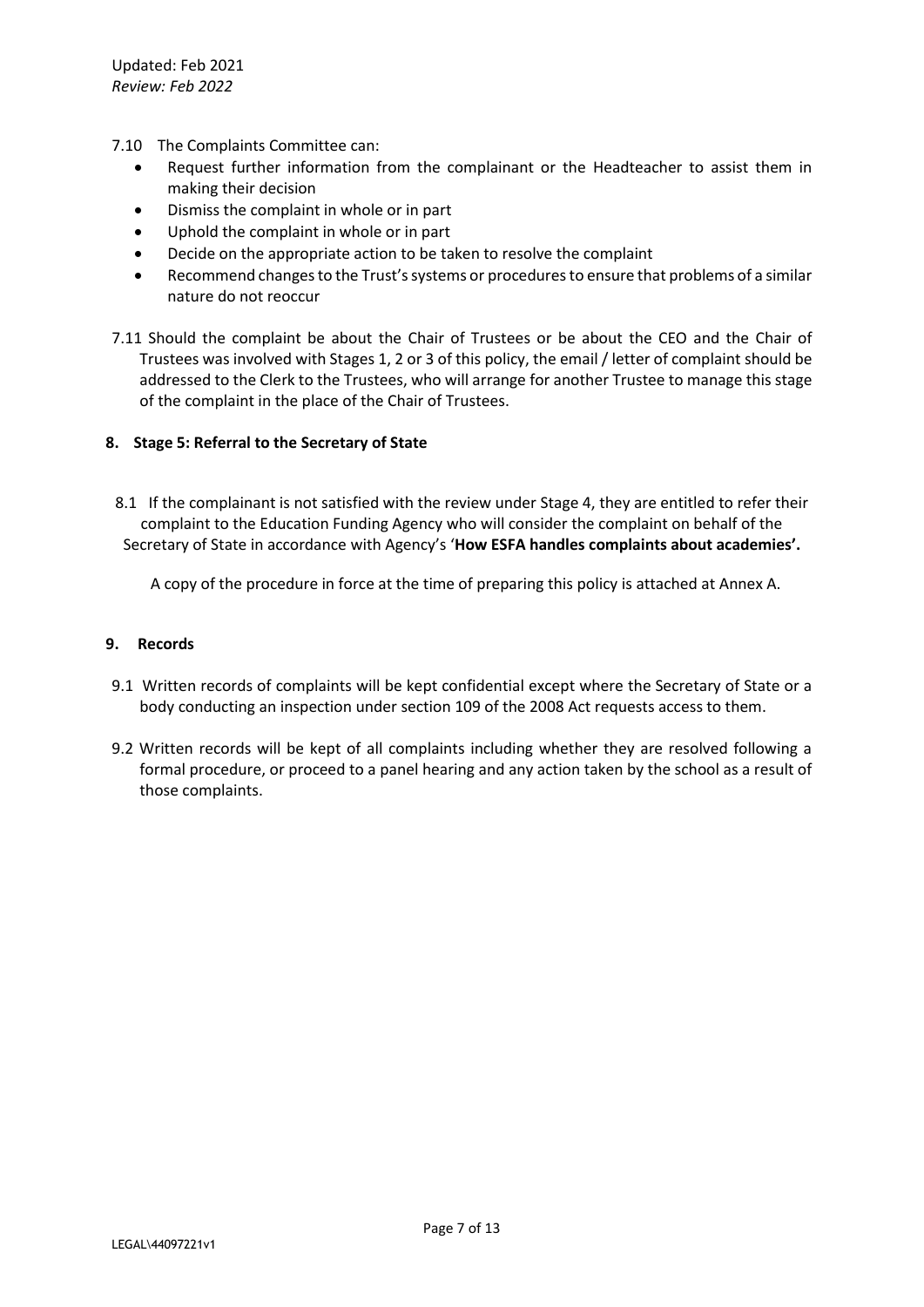7.10 The Complaints Committee can:

- Request further information from the complainant or the Headteacher to assist them in making their decision
- Dismiss the complaint in whole or in part
- Uphold the complaint in whole or in part
- Decide on the appropriate action to be taken to resolve the complaint
- Recommend changes to the Trust's systems or procedures to ensure that problems of a similar nature do not reoccur

7.11 Should the complaint be about the Chair of Trustees or be about the CEO and the Chair of Trustees was involved with Stages 1, 2 or 3 of this policy, the email / letter of complaint should be addressed to the Clerk to the Trustees, who will arrange for another Trustee to manage this stage of the complaint in the place of the Chair of Trustees.

## 8. Stage 5: Referral to the Secretary of State

8.1 If the complainant is not satisfied with the review under Stage 4, they are entitled to refer their complaint to the Education Funding Agency who will consider the complaint on behalf of the Secretary of State in accordance with Agency's '**How ESFA handles complaints about academies'.**

A copy of the procedure in force at the time of preparing this policy is attached at Annex A.

## 9. Records

9.1 Written records of complaints will be kept confidential except where the Secretary of State or a body conducting an inspection under section 109 of the 2008 Act requests access to them.

9.2 Written records will be kept of all complaints including whether they are resolved following a formal procedure, or proceed to a panel hearing and any action taken by the school as a result of those complaints.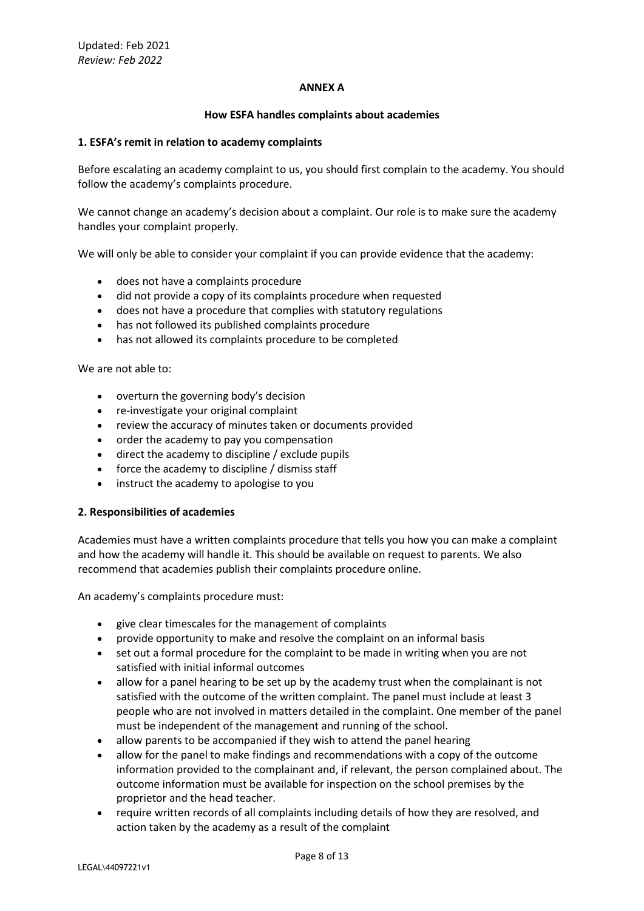**ANNEX A**

**How ESFA handles complaints about academies**

**1. ESFA's remit in relation to academy complaints**

Before escalating an academy complaint to us, you should first complain to the academy. You should follow the academy's complaints procedure.

We cannot change an academy's decision about a complaint. Our role is to make sure the academy handles your complaint properly.

We will only be able to consider your complaint if you can provide evidence that the academy:

- does not have a complaints procedure
- did not provide a copy of its complaints procedure when requested
- does not have a procedure that complies with statutory regulations
- has not followed its published complaints procedure
- has not allowed its complaints procedure to be completed

We are not able to:

- overturn the governing body's decision
- re-investigate your original complaint
- review the accuracy of minutes taken or documents provided
- order the academy to pay you compensation
- direct the academy to discipline / exclude pupils
- force the academy to discipline / dismiss staff
- instruct the academy to apologise to you

**2. Responsibilities of academies**

Academies must have a written complaints procedure that tells you how you can make a complaint and how the academy will handle it. This should be available on request to parents. We also recommend that academies publish their complaints procedure online.

An academy's complaints procedure must:

- give clear timescales for the management of complaints
- provide opportunity to make and resolve the complaint on an informal basis
- set out a formal procedure for the complaint to be made in writing when you are not satisfied with initial informal outcomes
- allow for a panel hearing to be set up by the academy trust when the complainant is not satisfied with the outcome of the written complaint. The panel must include at least 3 people who are not involved in matters detailed in the complaint. One member of the panel must be independent of the management and running of the school.
- allow parents to be accompanied if they wish to attend the panel hearing
- allow for the panel to make findings and recommendations with a copy of the outcome information provided to the complainant and, if relevant, the person complained about. The outcome information must be available for inspection on the school premises by the proprietor and the head teacher.
- require written records of all complaints including details of how they are resolved, and action taken by the academy as a result of the complaint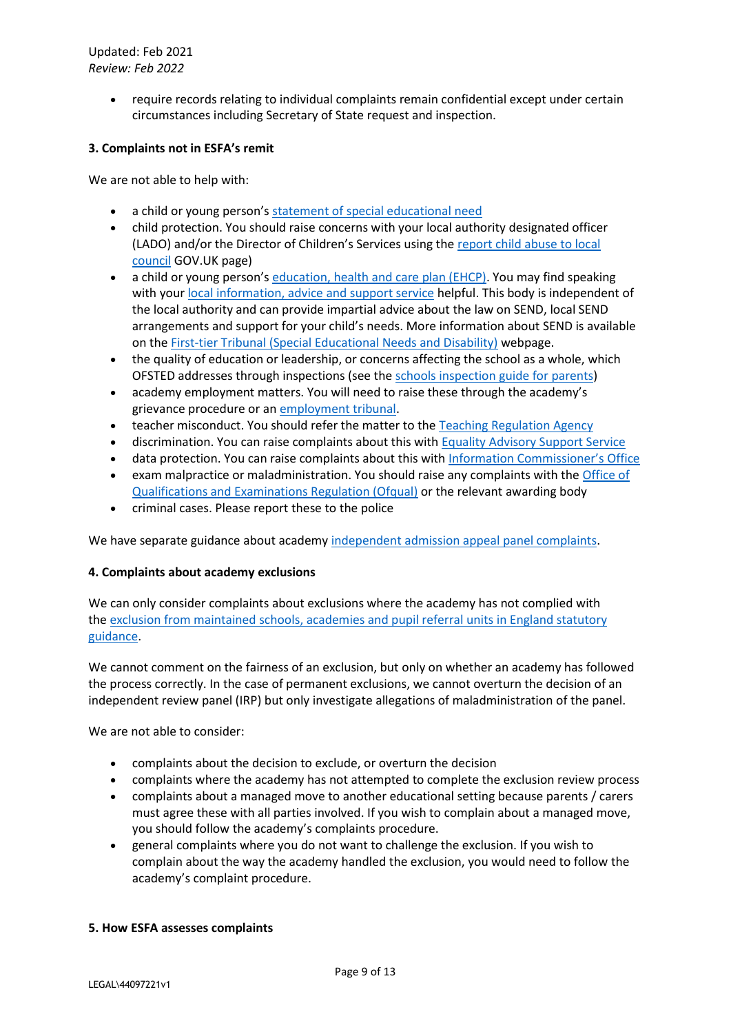- require records relating to individual complaints remain confidential except under certain circumstances including Secretary of State request and inspection.

**3. Complaints not in ESFA's remit**

We are not able to help with:

- a child or young person's statement of special educational need
- child protection. You should raise concerns with your local authority designated officer (LADO) and/or the Director of Children's Services using the report child abuse to local council GOV.UK page)
- a child or young person's education, health and care plan (EHCP). You may find speaking with your local information, advice and support service helpful. This body is independent of the local authority and can provide impartial advice about the law on SEND, local SEND arrangements and support for your child's needs. More information about SEND is available on the First-tier Tribunal (Special Educational Needs and Disability) webpage.
- the quality of education or leadership, or concerns affecting the school as a whole, which OFSTED addresses through inspections (see the schools inspection guide for parents)
- academy employment matters. You will need to raise these through the academy's grievance procedure or an employment tribunal.
- teacher misconduct. You should refer the matter to the Teaching Regulation Agency
- discrimination. You can raise complaints about this with Equality Advisory Support Service
- data protection. You can raise complaints about this with Information Commissioner's Office
- exam malpractice or maladministration. You should raise any complaints with the Office of Qualifications and Examinations Regulation (Ofqual) or the relevant awarding body
- criminal cases. Please report these to the police

We have separate guidance about academy independent admission appeal panel complaints.

**4. Complaints about academy exclusions**

We can only consider complaints about exclusions where the academy has not complied with the exclusion from maintained schools, academies and pupil referral units in England statutory guidance.

We cannot comment on the fairness of an exclusion, but only on whether an academy has followed the process correctly. In the case of permanent exclusions, we cannot overturn the decision of an independent review panel (IRP) but only investigate allegations of maladministration of the panel.

We are not able to consider:

- complaints about the decision to exclude, or overturn the decision
- complaints where the academy has not attempted to complete the exclusion review process
- complaints about a managed move to another educational setting because parents / carers must agree these with all parties involved. If you wish to complain about a managed move, you should follow the academy's complaints procedure.
- general complaints where you do not want to challenge the exclusion. If you wish to complain about the way the academy handled the exclusion, you would need to follow the academy's complaint procedure.

**5. How ESFA assesses complaints**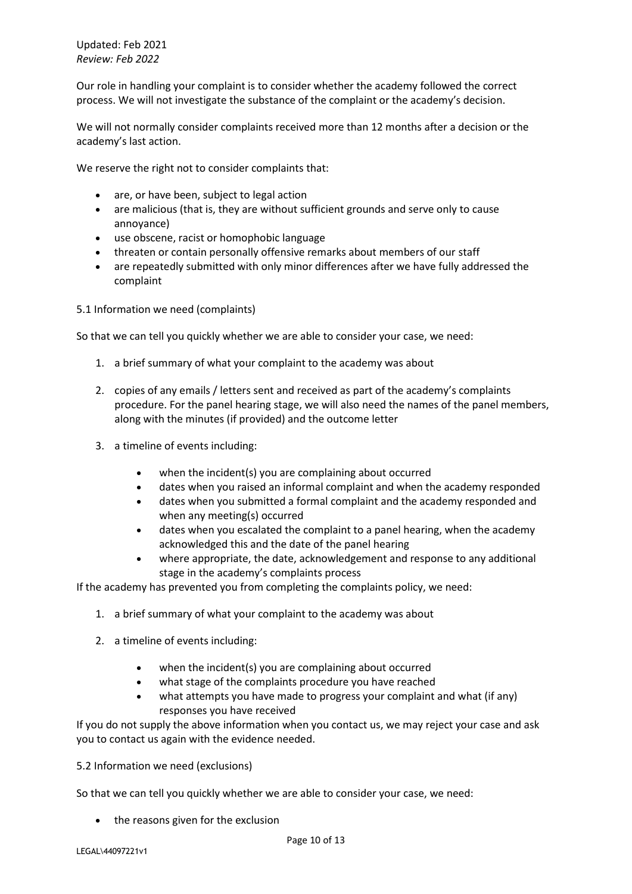Our role in handling your complaint is to consider whether the academy followed the correct process. We will not investigate the substance of the complaint or the academy's decision.

We will not normally consider complaints received more than 12 months after a decision or the academy's last action.

We reserve the right not to consider complaints that:

- are, or have been, subject to legal action
- are malicious (that is, they are without sufficient grounds and serve only to cause annoyance)
- use obscene, racist or homophobic language
- threaten or contain personally offensive remarks about members of our staff
- are repeatedly submitted with only minor differences after we have fully addressed the complaint

5.1 Information we need (complaints)

So that we can tell you quickly whether we are able to consider your case, we need:

1. a brief summary of what your complaint to the academy was about
2. copies of any emails / letters sent and received as part of the academy's complaints procedure. For the panel hearing stage, we will also need the names of the panel members, along with the minutes (if provided) and the outcome letter
3. a timeline of events including:
   - when the incident(s) you are complaining about occurred
   - dates when you raised an informal complaint and when the academy responded
   - dates when you submitted a formal complaint and the academy responded and when any meeting(s) occurred
   - dates when you escalated the complaint to a panel hearing, when the academy acknowledged this and the date of the panel hearing
   - where appropriate, the date, acknowledgement and response to any additional stage in the academy's complaints process

If the academy has prevented you from completing the complaints policy, we need:

1. a brief summary of what your complaint to the academy was about
2. a timeline of events including:
   - when the incident(s) you are complaining about occurred
   - what stage of the complaints procedure you have reached
   - what attempts you have made to progress your complaint and what (if any) responses you have received

If you do not supply the above information when you contact us, we may reject your case and ask you to contact us again with the evidence needed.

5.2 Information we need (exclusions)

So that we can tell you quickly whether we are able to consider your case, we need:

- the reasons given for the exclusion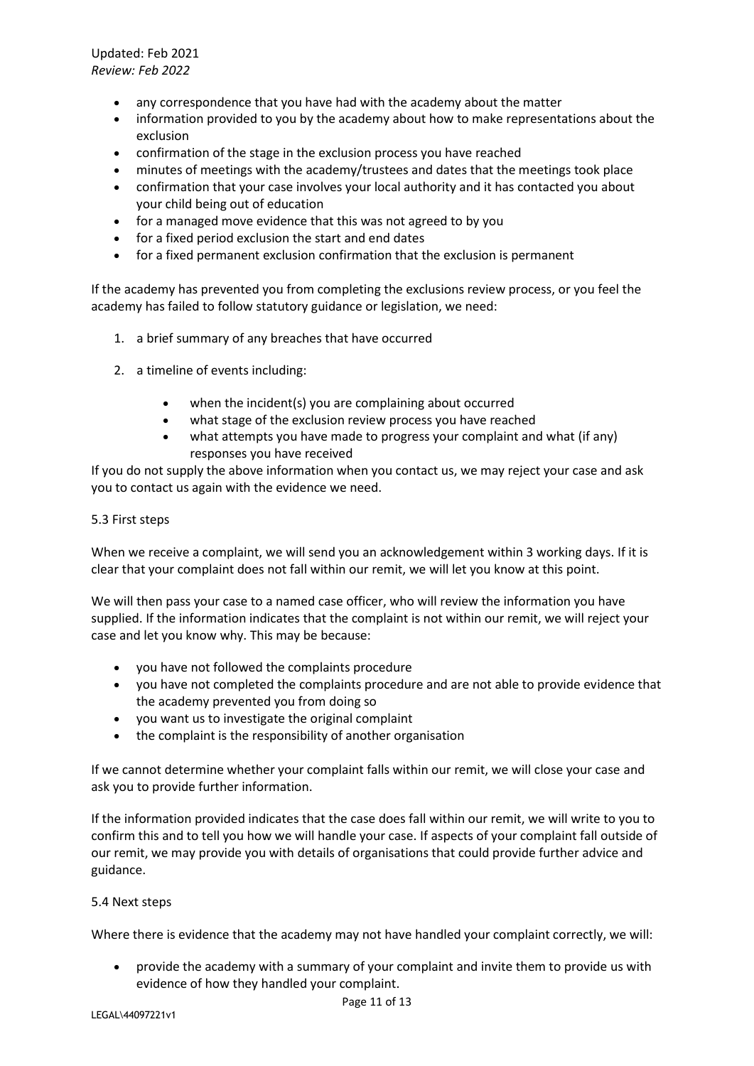- any correspondence that you have had with the academy about the matter
- information provided to you by the academy about how to make representations about the exclusion
- confirmation of the stage in the exclusion process you have reached
- minutes of meetings with the academy/trustees and dates that the meetings took place
- confirmation that your case involves your local authority and it has contacted you about your child being out of education
- for a managed move evidence that this was not agreed to by you
- for a fixed period exclusion the start and end dates
- for a fixed permanent exclusion confirmation that the exclusion is permanent

If the academy has prevented you from completing the exclusions review process, or you feel the academy has failed to follow statutory guidance or legislation, we need:

1. a brief summary of any breaches that have occurred

2. a timeline of events including:

    - when the incident(s) you are complaining about occurred
    - what stage of the exclusion review process you have reached
    - what attempts you have made to progress your complaint and what (if any) responses you have received

If you do not supply the above information when you contact us, we may reject your case and ask you to contact us again with the evidence we need.

5.3 First steps

When we receive a complaint, we will send you an acknowledgement within 3 working days. If it is clear that your complaint does not fall within our remit, we will let you know at this point.

We will then pass your case to a named case officer, who will review the information you have supplied. If the information indicates that the complaint is not within our remit, we will reject your case and let you know why. This may be because:

- you have not followed the complaints procedure
- you have not completed the complaints procedure and are not able to provide evidence that the academy prevented you from doing so
- you want us to investigate the original complaint
- the complaint is the responsibility of another organisation

If we cannot determine whether your complaint falls within our remit, we will close your case and ask you to provide further information.

If the information provided indicates that the case does fall within our remit, we will write to you to confirm this and to tell you how we will handle your case. If aspects of your complaint fall outside of our remit, we may provide you with details of organisations that could provide further advice and guidance.

5.4 Next steps

Where there is evidence that the academy may not have handled your complaint correctly, we will:

- provide the academy with a summary of your complaint and invite them to provide us with evidence of how they handled your complaint.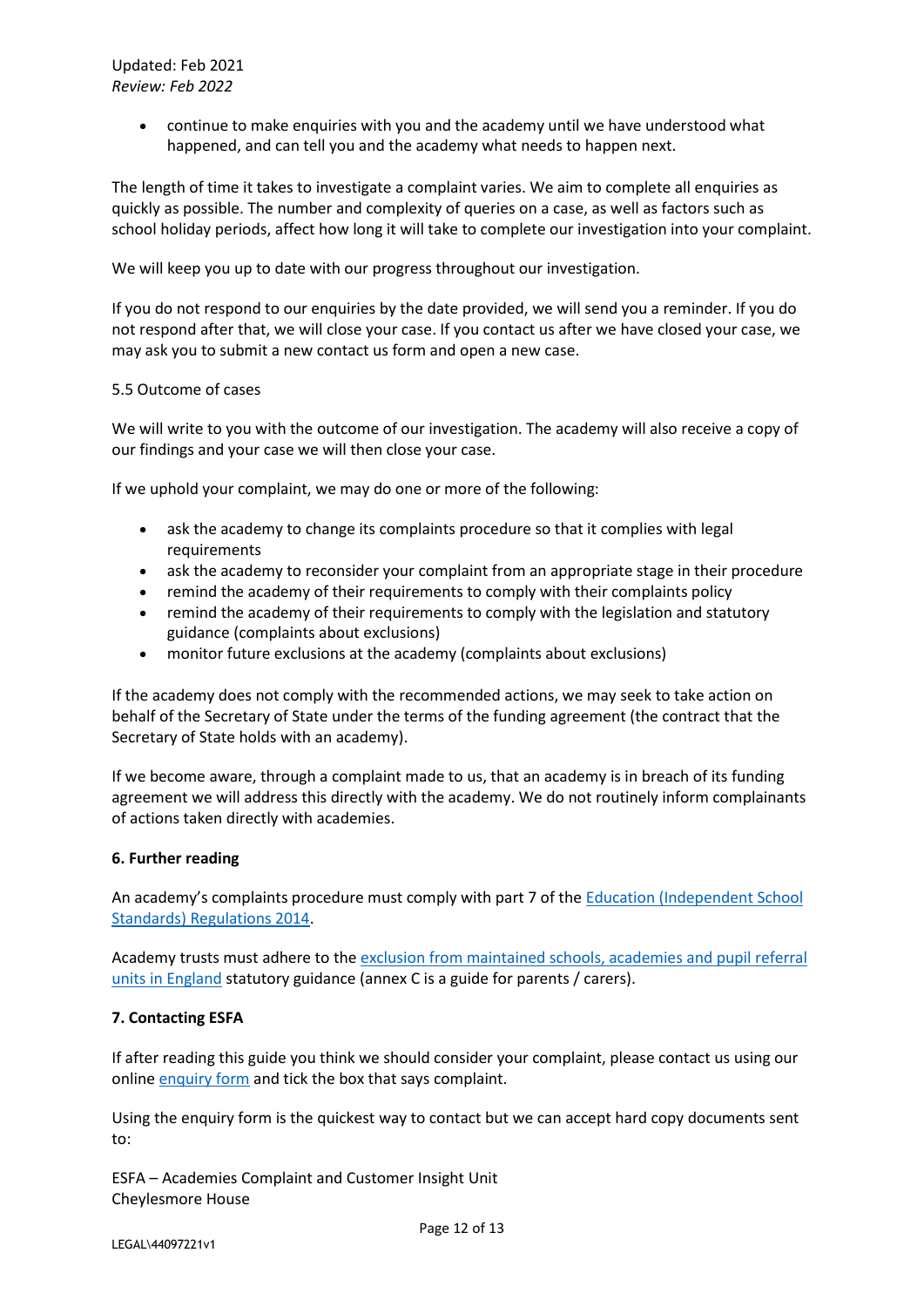- continue to make enquiries with you and the academy until we have understood what happened, and can tell you and the academy what needs to happen next.

The length of time it takes to investigate a complaint varies. We aim to complete all enquiries as quickly as possible. The number and complexity of queries on a case, as well as factors such as school holiday periods, affect how long it will take to complete our investigation into your complaint.

We will keep you up to date with our progress throughout our investigation.

If you do not respond to our enquiries by the date provided, we will send you a reminder. If you do not respond after that, we will close your case. If you contact us after we have closed your case, we may ask you to submit a new contact us form and open a new case.

5.5 Outcome of cases

We will write to you with the outcome of our investigation. The academy will also receive a copy of our findings and your case we will then close your case.

If we uphold your complaint, we may do one or more of the following:

- ask the academy to change its complaints procedure so that it complies with legal requirements
- ask the academy to reconsider your complaint from an appropriate stage in their procedure
- remind the academy of their requirements to comply with their complaints policy
- remind the academy of their requirements to comply with the legislation and statutory guidance (complaints about exclusions)
- monitor future exclusions at the academy (complaints about exclusions)

If the academy does not comply with the recommended actions, we may seek to take action on behalf of the Secretary of State under the terms of the funding agreement (the contract that the Secretary of State holds with an academy).

If we become aware, through a complaint made to us, that an academy is in breach of its funding agreement we will address this directly with the academy. We do not routinely inform complainants of actions taken directly with academies.

**6. Further reading**

An academy's complaints procedure must comply with part 7 of the Education (Independent School Standards) Regulations 2014.

Academy trusts must adhere to the exclusion from maintained schools, academies and pupil referral units in England statutory guidance (annex C is a guide for parents / carers).

**7. Contacting ESFA**

If after reading this guide you think we should consider your complaint, please contact us using our online enquiry form and tick the box that says complaint.

Using the enquiry form is the quickest way to contact but we can accept hard copy documents sent to:

ESFA – Academies Complaint and Customer Insight Unit
Cheylesmore House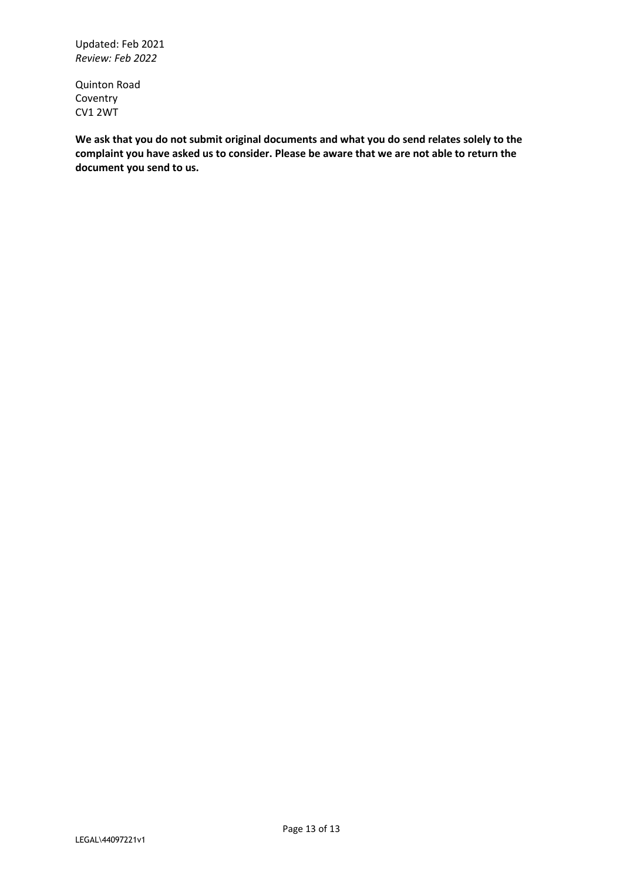Quinton Road
Coventry
CV1 2WT

**We ask that you do not submit original documents and what you do send relates solely to the complaint you have asked us to consider. Please be aware that we are not able to return the document you send to us.**